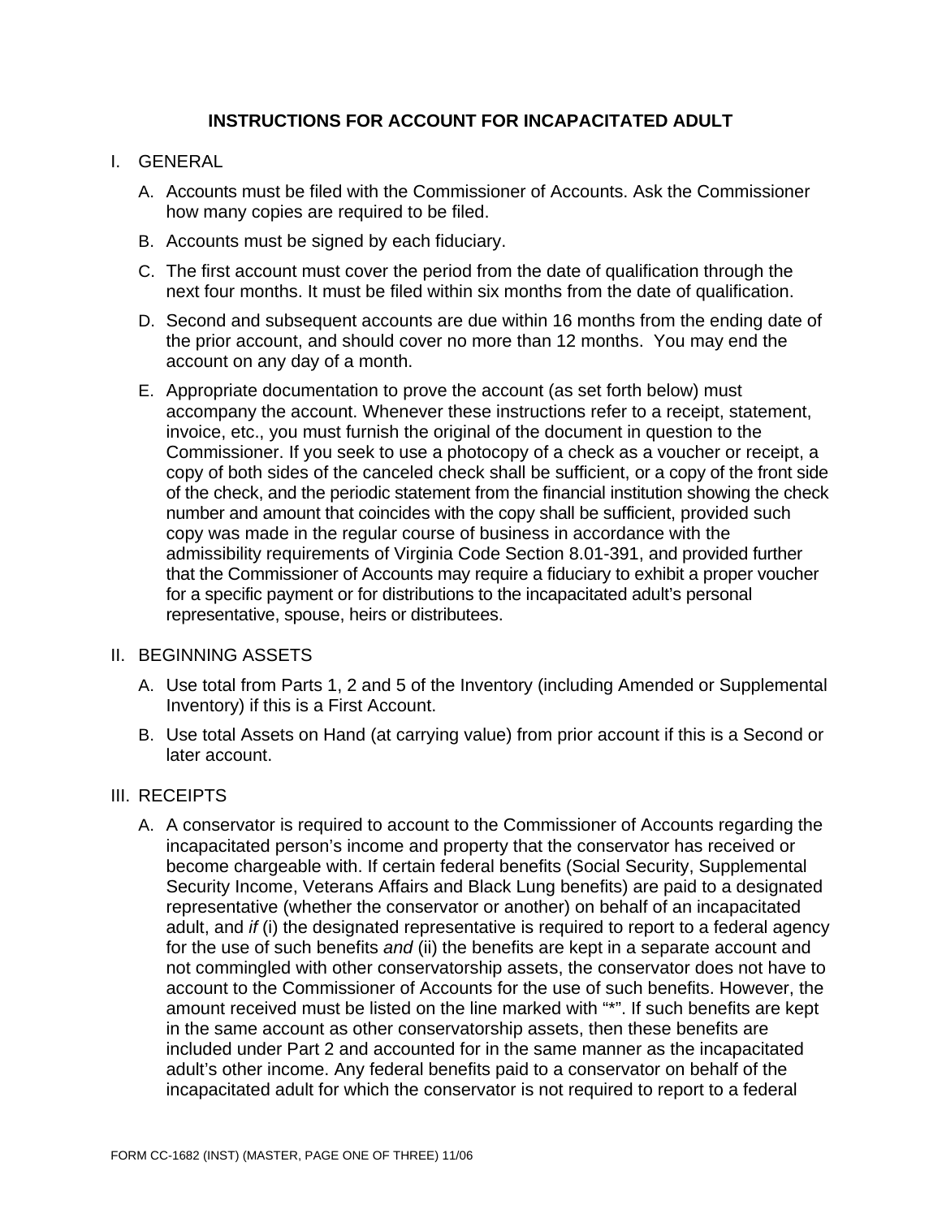# INSTRUCTIONS FOR ACCOUNT FOR INCAPACITATED ADULT

I. GENERAL

A. Accounts must be filed with the Commissioner of Accounts. Ask the Commissioner how many copies are required to be filed.

B. Accounts must be signed by each fiduciary.

C. The first account must cover the period from the date of qualification through the next four months. It must be filed within six months from the date of qualification.

D. Second and subsequent accounts are due within 16 months from the ending date of the prior account, and should cover no more than 12 months. You may end the account on any day of a month.

E. Appropriate documentation to prove the account (as set forth below) must accompany the account. Whenever these instructions refer to a receipt, statement, invoice, etc., you must furnish the original of the document in question to the Commissioner. If you seek to use a photocopy of a check as a voucher or receipt, a copy of both sides of the canceled check shall be sufficient, or a copy of the front side of the check, and the periodic statement from the financial institution showing the check number and amount that coincides with the copy shall be sufficient, provided such copy was made in the regular course of business in accordance with the admissibility requirements of Virginia Code Section 8.01-391, and provided further that the Commissioner of Accounts may require a fiduciary to exhibit a proper voucher for a specific payment or for distributions to the incapacitated adult's personal representative, spouse, heirs or distributees.

II. BEGINNING ASSETS

A. Use total from Parts 1, 2 and 5 of the Inventory (including Amended or Supplemental Inventory) if this is a First Account.

B. Use total Assets on Hand (at carrying value) from prior account if this is a Second or later account.

III. RECEIPTS

A. A conservator is required to account to the Commissioner of Accounts regarding the incapacitated person's income and property that the conservator has received or become chargeable with. If certain federal benefits (Social Security, Supplemental Security Income, Veterans Affairs and Black Lung benefits) are paid to a designated representative (whether the conservator or another) on behalf of an incapacitated adult, and *if* (i) the designated representative is required to report to a federal agency for the use of such benefits *and* (ii) the benefits are kept in a separate account and not commingled with other conservatorship assets, the conservator does not have to account to the Commissioner of Accounts for the use of such benefits. However, the amount received must be listed on the line marked with "*". If such benefits are kept in the same account as other conservatorship assets, then these benefits are included under Part 2 and accounted for in the same manner as the incapacitated adult's other income. Any federal benefits paid to a conservator on behalf of the incapacitated adult for which the conservator is not required to report to a federal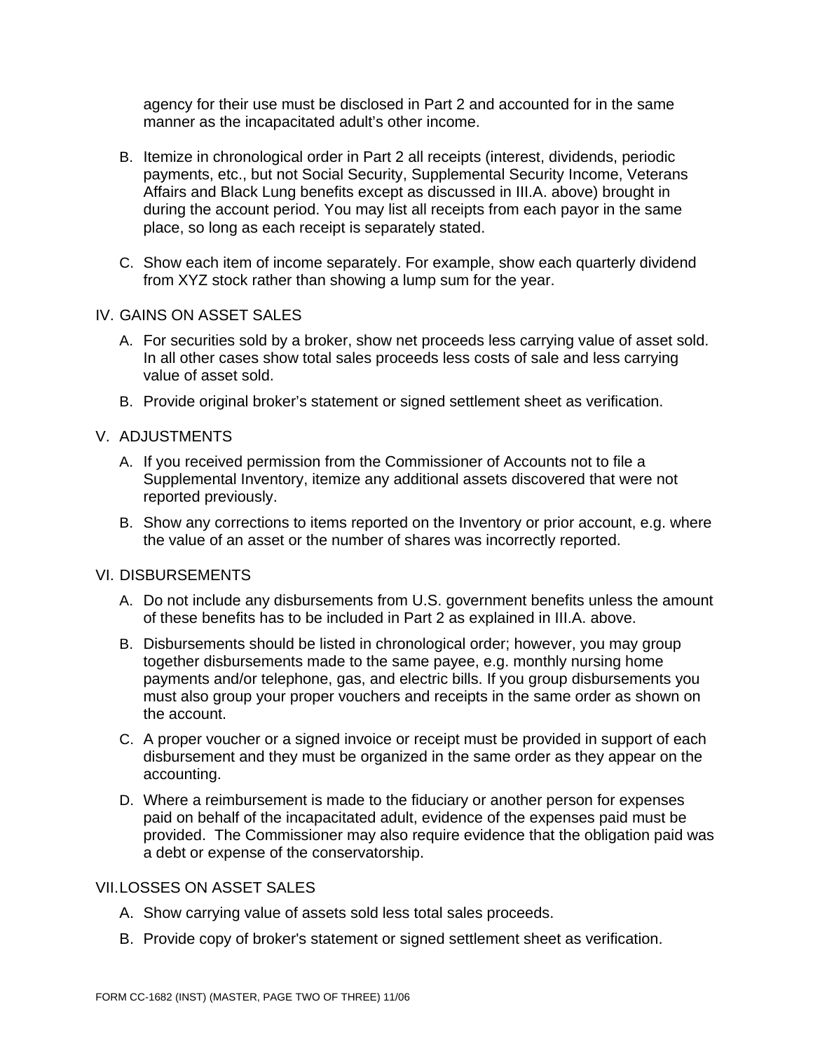agency for their use must be disclosed in Part 2 and accounted for in the same manner as the incapacitated adult's other income.

B. Itemize in chronological order in Part 2 all receipts (interest, dividends, periodic payments, etc., but not Social Security, Supplemental Security Income, Veterans Affairs and Black Lung benefits except as discussed in III.A. above) brought in during the account period. You may list all receipts from each payor in the same place, so long as each receipt is separately stated.

C. Show each item of income separately. For example, show each quarterly dividend from XYZ stock rather than showing a lump sum for the year.

IV. GAINS ON ASSET SALES

A. For securities sold by a broker, show net proceeds less carrying value of asset sold. In all other cases show total sales proceeds less costs of sale and less carrying value of asset sold.

B. Provide original broker's statement or signed settlement sheet as verification.

V. ADJUSTMENTS

A. If you received permission from the Commissioner of Accounts not to file a Supplemental Inventory, itemize any additional assets discovered that were not reported previously.

B. Show any corrections to items reported on the Inventory or prior account, e.g. where the value of an asset or the number of shares was incorrectly reported.

VI. DISBURSEMENTS

A. Do not include any disbursements from U.S. government benefits unless the amount of these benefits has to be included in Part 2 as explained in III.A. above.

B. Disbursements should be listed in chronological order; however, you may group together disbursements made to the same payee, e.g. monthly nursing home payments and/or telephone, gas, and electric bills. If you group disbursements you must also group your proper vouchers and receipts in the same order as shown on the account.

C. A proper voucher or a signed invoice or receipt must be provided in support of each disbursement and they must be organized in the same order as they appear on the accounting.

D. Where a reimbursement is made to the fiduciary or another person for expenses paid on behalf of the incapacitated adult, evidence of the expenses paid must be provided. The Commissioner may also require evidence that the obligation paid was a debt or expense of the conservatorship.

VII. LOSSES ON ASSET SALES

A. Show carrying value of assets sold less total sales proceeds.

B. Provide copy of broker's statement or signed settlement sheet as verification.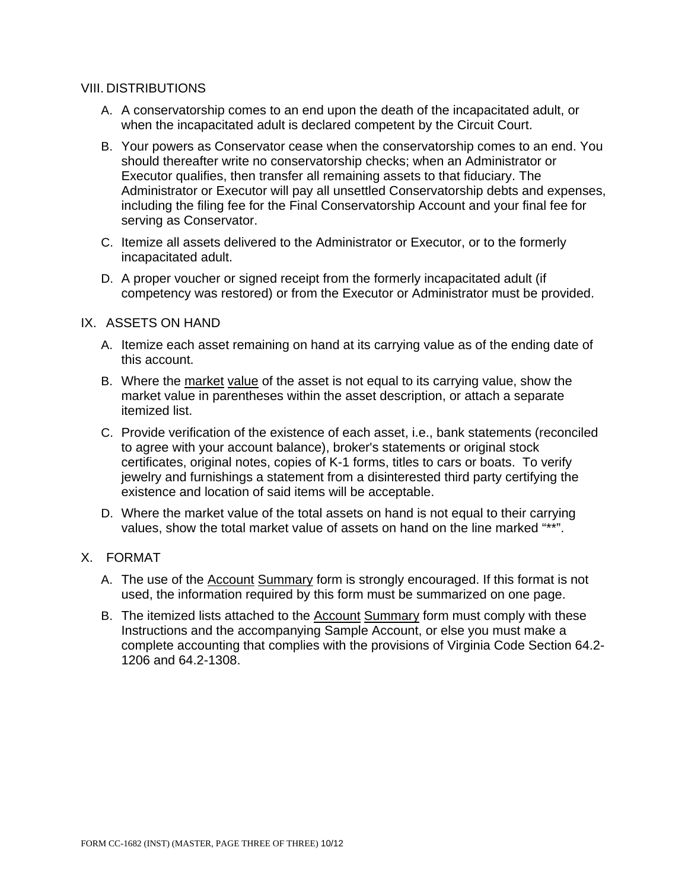## VIII. DISTRIBUTIONS

A. A conservatorship comes to an end upon the death of the incapacitated adult, or when the incapacitated adult is declared competent by the Circuit Court.

B. Your powers as Conservator cease when the conservatorship comes to an end. You should thereafter write no conservatorship checks; when an Administrator or Executor qualifies, then transfer all remaining assets to that fiduciary. The Administrator or Executor will pay all unsettled Conservatorship debts and expenses, including the filing fee for the Final Conservatorship Account and your final fee for serving as Conservator.

C. Itemize all assets delivered to the Administrator or Executor, or to the formerly incapacitated adult.

D. A proper voucher or signed receipt from the formerly incapacitated adult (if competency was restored) or from the Executor or Administrator must be provided.

## IX. ASSETS ON HAND

A. Itemize each asset remaining on hand at its carrying value as of the ending date of this account.

B. Where the <u>market value</u> of the asset is not equal to its carrying value, show the market value in parentheses within the asset description, or attach a separate itemized list.

C. Provide verification of the existence of each asset, i.e., bank statements (reconciled to agree with your account balance), broker's statements or original stock certificates, original notes, copies of K-1 forms, titles to cars or boats. To verify jewelry and furnishings a statement from a disinterested third party certifying the existence and location of said items will be acceptable.

D. Where the market value of the total assets on hand is not equal to their carrying values, show the total market value of assets on hand on the line marked "**".

## X. FORMAT

A. The use of the <u>Account Summary</u> form is strongly encouraged. If this format is not used, the information required by this form must be summarized on one page.

B. The itemized lists attached to the <u>Account Summary</u> form must comply with these Instructions and the accompanying Sample Account, or else you must make a complete accounting that complies with the provisions of Virginia Code Section 64.2-1206 and 64.2-1308.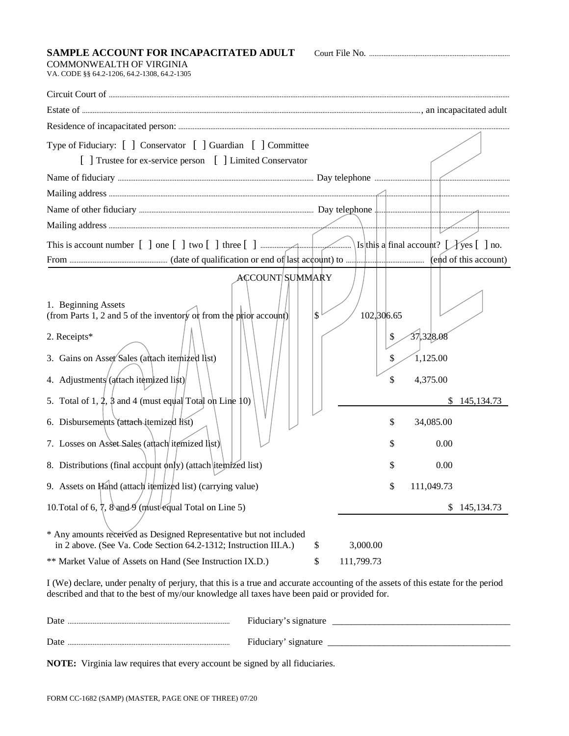**SAMPLE ACCOUNT FOR INCAPACITATED ADULT** Court File No. ..............................

COMMONWEALTH OF VIRGINIA
VA. CODE §§ 64.2-1206, 64.2-1308, 64.2-1305

Circuit Court of ..............................

Estate of .............................., an incapacitated adult

Residence of incapacitated person: ..............................

Type of Fiduciary: [ ] Conservator [ ] Guardian [ ] Committee
[ ] Trustee for ex-service person [ ] Limited Conservator

Name of fiduciary .............................. Day telephone ..............................

Mailing address ..............................

Name of other fiduciary .............................. Day telephone ..............................

Mailing address ..............................

This is account number [ ] one [ ] two [ ] three [ ] .............................. Is this a final account? [ ] yes [ ] no.

From .............................. (date of qualification or end of last account) to .............................. (end of this account)

ACCOUNT SUMMARY

| | | | |
|---|---|---|---|
| 1. Beginning Assets (from Parts 1, 2 and 5 of the inventory or from the prior account) | $ 102,306.65 | | |
| 2. Receipts* | | $ 37,328.08 | |
| 3. Gains on Asset Sales (attach itemized list) | | $ 1,125.00 | |
| 4. Adjustments (attach itemized list) | | $ 4,375.00 | |
| 5. Total of 1, 2, 3 and 4 (must equal Total on Line 10) | | | $ 145,134.73 |
| 6. Disbursements (attach itemized list) | | $ 34,085.00 | |
| 7. Losses on Asset Sales (attach itemized list) | | $ 0.00 | |
| 8. Distributions (final account only) (attach itemized list) | | $ 0.00 | |
| 9. Assets on Hand (attach itemized list) (carrying value) | | $ 111,049.73 | |
| 10. Total of 6, 7, 8 and 9 (must equal Total on Line 5) | | | $ 145,134.73 |

\* Any amounts received as Designed Representative but not included in 2 above. (See Va. Code Section 64.2-1312; Instruction III.A.) $ 3,000.00

\*\* Market Value of Assets on Hand (See Instruction IX.D.) $ 111,799.73

I (We) declare, under penalty of perjury, that this is a true and accurate accounting of the assets of this estate for the period described and that to the best of my/our knowledge all taxes have been paid or provided for.

Date .............................. Fiduciary's signature ______________________________

Date .............................. Fiduciary' signature ______________________________

**NOTE:** Virginia law requires that every account be signed by all fiduciaries.

FORM CC-1682 (SAMP) (MASTER, PAGE ONE OF THREE) 07/20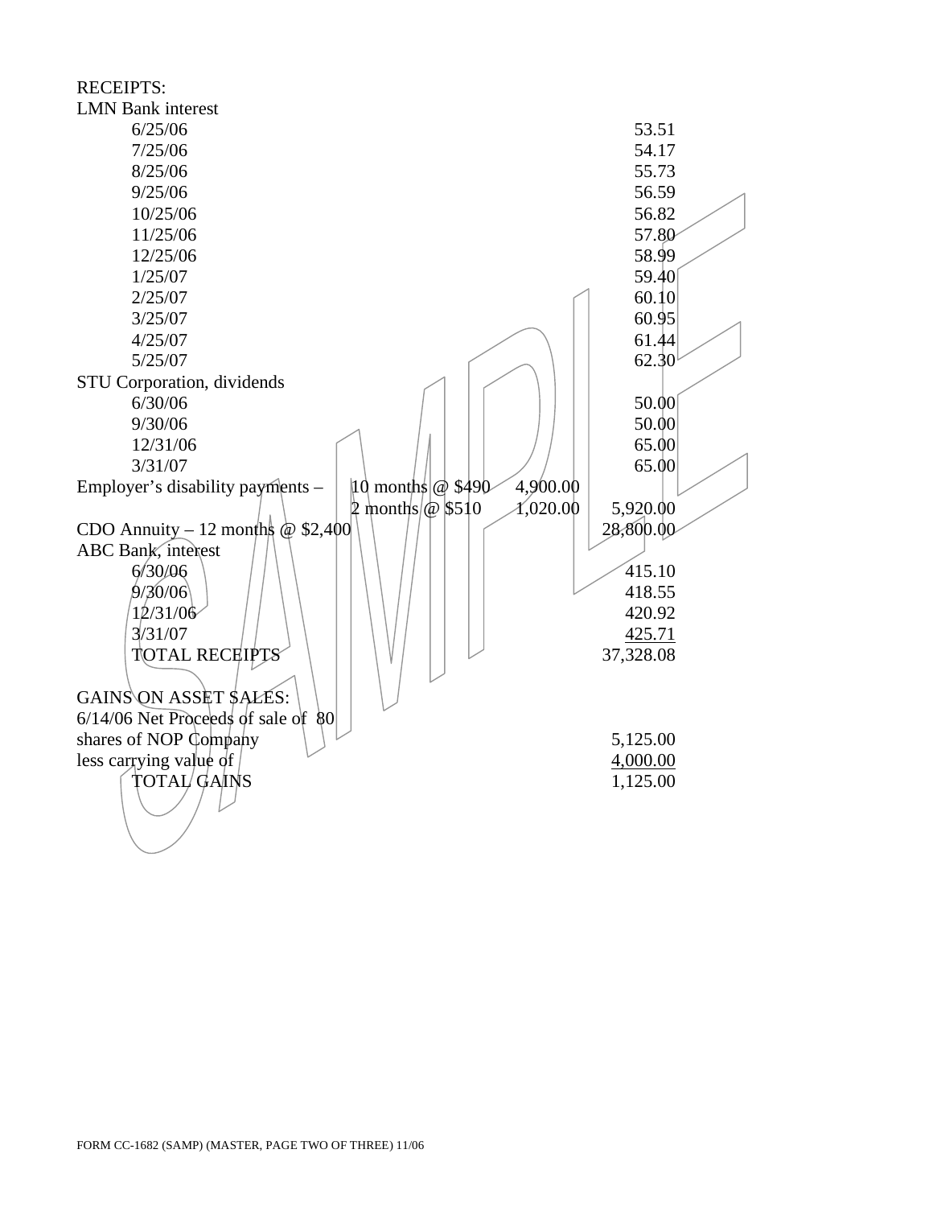RECEIPTS:

| | | | |
|---|---|---|---|
| LMN Bank interest | | | |
| 6/25/06 | | | 53.51 |
| 7/25/06 | | | 54.17 |
| 8/25/06 | | | 55.73 |
| 9/25/06 | | | 56.59 |
| 10/25/06 | | | 56.82 |
| 11/25/06 | | | 57.80 |
| 12/25/06 | | | 58.99 |
| 1/25/07 | | | 59.40 |
| 2/25/07 | | | 60.10 |
| 3/25/07 | | | 60.95 |
| 4/25/07 | | | 61.44 |
| 5/25/07 | | | 62.30 |
| STU Corporation, dividends | | | |
| 6/30/06 | | | 50.00 |
| 9/30/06 | | | 50.00 |
| 12/31/06 | | | 65.00 |
| 3/31/07 | | | 65.00 |
| Employer's disability payments – | 10 months @ $490 | 4,900.00 | |
| | 2 months @ $510 | 1,020.00 | 5,920.00 |
| CDO Annuity – 12 months @ $2,400 | | | 28,800.00 |
| ABC Bank, interest | | | |
| 6/30/06 | | | 415.10 |
| 9/30/06 | | | 418.55 |
| 12/31/06 | | | 420.92 |
| 3/31/07 | | | 425.71 |
| TOTAL RECEIPTS | | | 37,328.08 |

GAINS ON ASSET SALES:

| | |
|---|---|
| 6/14/06 Net Proceeds of sale of 80 shares of NOP Company | 5,125.00 |
| less carrying value of | 4,000.00 |
| TOTAL GAINS | 1,125.00 |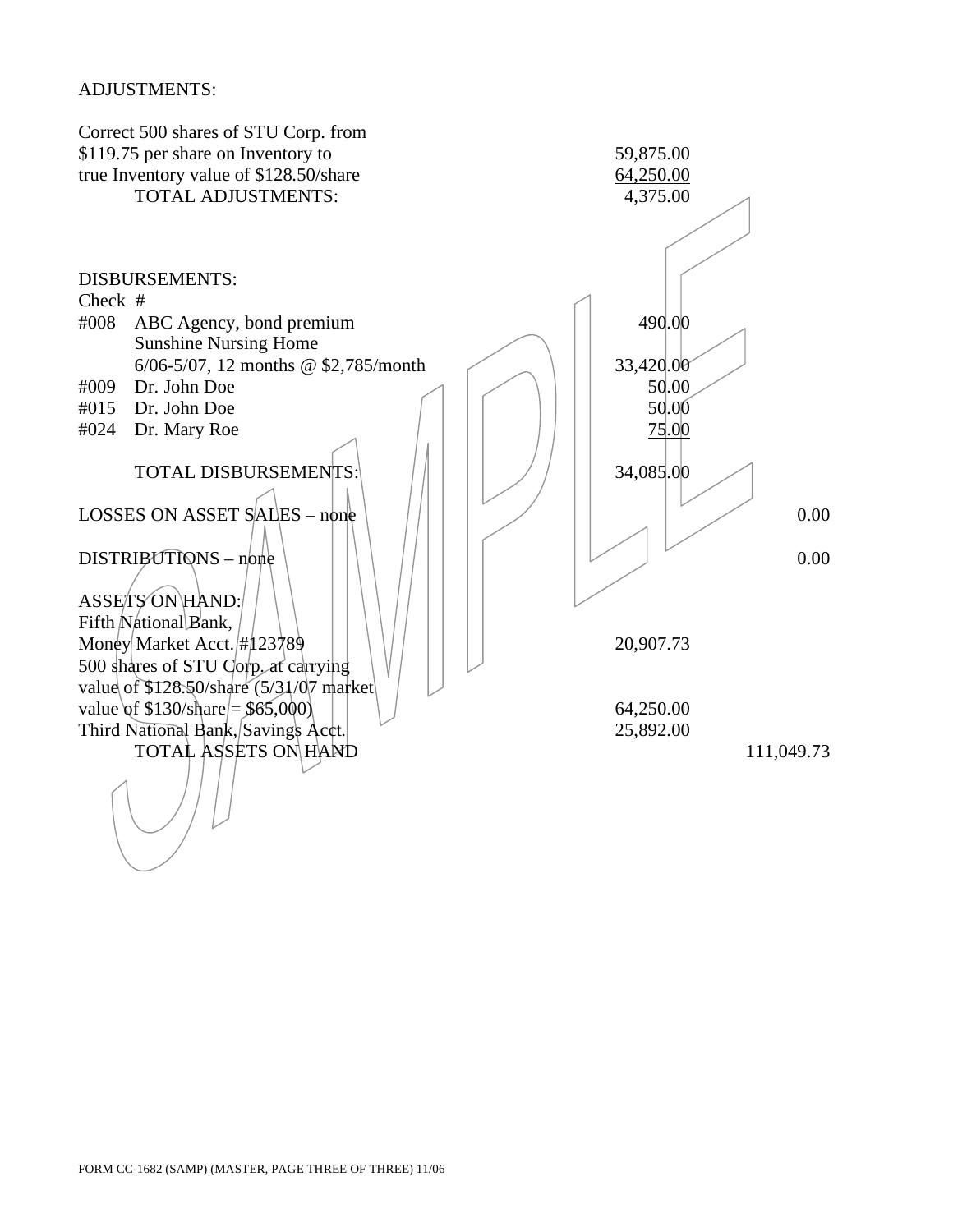ADJUSTMENTS:

| | | |
|---|---|---|
| Correct 500 shares of STU Corp. from $119.75 per share on Inventory to | 59,875.00 | |
| true Inventory value of $128.50/share | 64,250.00 | |
| TOTAL ADJUSTMENTS: | 4,375.00 | |

DISBURSEMENTS:

| Check # | | | |
|---|---|---|---|
| #008 | ABC Agency, bond premium | 490.00 | |
| | Sunshine Nursing Home 6/06-5/07, 12 months @ $2,785/month | 33,420.00 | |
| #009 | Dr. John Doe | 50.00 | |
| #015 | Dr. John Doe | 50.00 | |
| #024 | Dr. Mary Roe | 75.00 | |
| | TOTAL DISBURSEMENTS: | 34,085.00 | |

| | | |
|---|---|---|
| LOSSES ON ASSET SALES – none | | 0.00 |
| DISTRIBUTIONS – none | | 0.00 |

ASSETS ON HAND:

| | | |
|---|---|---|
| Fifth National Bank, Money Market Acct. #123789 | 20,907.73 | |
| 500 shares of STU Corp. at carrying value of $128.50/share (5/31/07 market value of $130/share = $65,000) | 64,250.00 | |
| Third National Bank, Savings Acct. | 25,892.00 | |
| TOTAL ASSETS ON HAND | | 111,049.73 |

FORM CC-1682 (SAMP) (MASTER, PAGE THREE OF THREE) 11/06